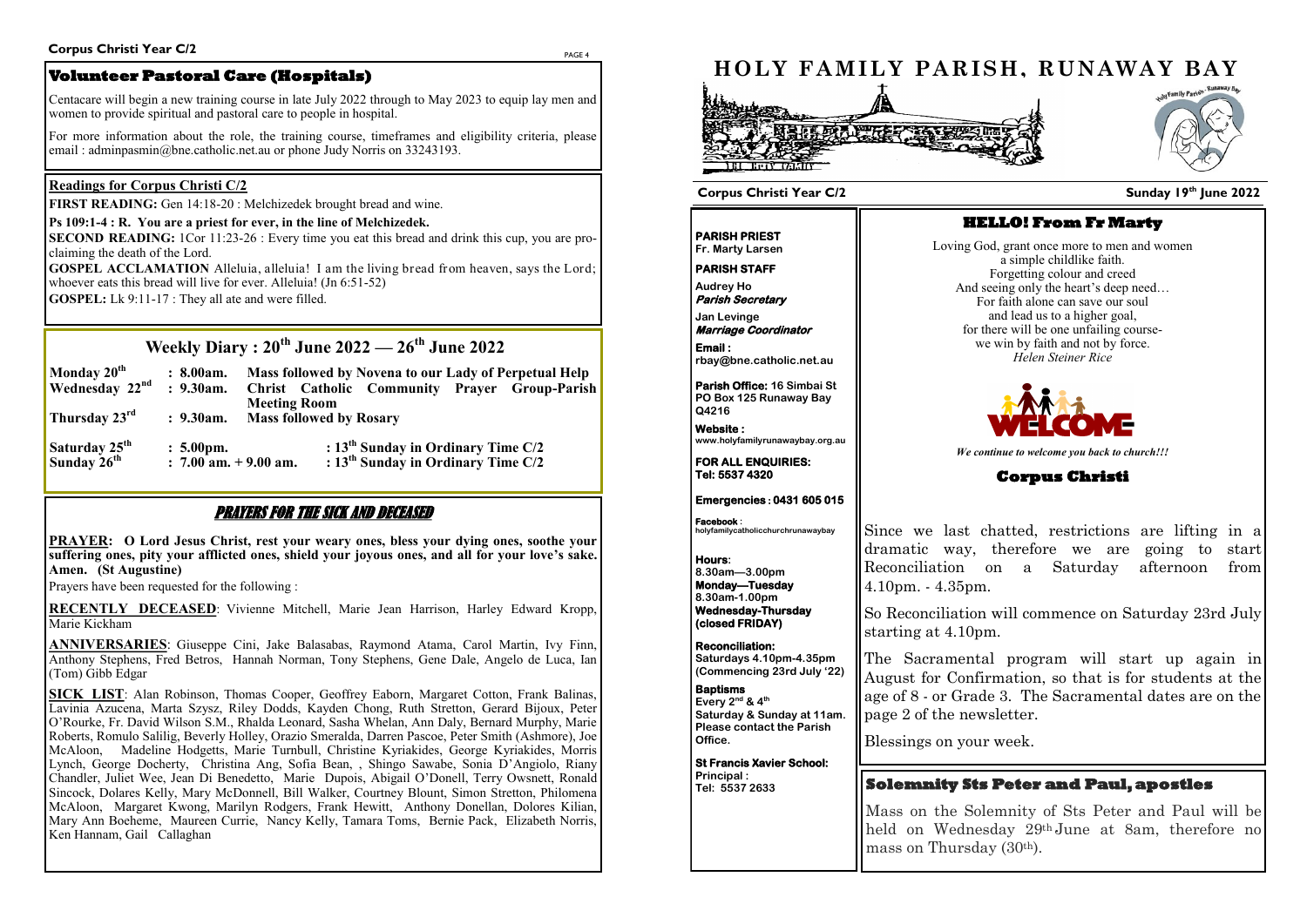## Volunteer Pastoral Care (Hospitals)

Centacare will begin a new training course in late July 2022 through to May 2023 to equip lay men and women to provide spiritual and pastoral care to people in hospital.

For more information about the role, the training course, timeframes and eligibility criteria, please email : adminpasmin@bne.catholic.net.au or phone Judy Norris on 33243193.

### Readings for Corpus Christi C/2

**FIRST READING:** Gen 14:18-20 : Melchizedek brought bread and wine.

**Ps 109:1-4 : R. You are a priest for ever, in the line of Melchizedek.**

**SECOND READING:** 1Cor 11:23-26 : Every time you eat this bread and drink this cup, you are proclaiming the death of the Lord.

**GOSPEL ACCLAMATION** Alleluia, alleluia! I am the living bread from heaven, says the Lord; whoever eats this bread will live for ever. Alleluia! (Jn 6:51-52)

**GOSPEL:** Lk 9:11-17 : They all ate and were filled.

## Weekly Diary : 20th June 2022 — 26th June 2022

| | | |
|---|---|---|
| **Monday 20th** | **: 8.00am.** | **Mass followed by Novena to our Lady of Perpetual Help** |
| **Wednesday 22nd** | **: 9.30am.** | **Christ Catholic Community Prayer Group-Parish Meeting Room** |
| **Thursday 23rd** | **: 9.30am.** | **Mass followed by Rosary** |
| **Saturday 25th** | **: 5.00pm.** | **: 13th Sunday in Ordinary Time C/2** |
| **Sunday 26th** | **: 7.00 am. + 9.00 am.** | **: 13th Sunday in Ordinary Time C/2** |

## PRAYERS FOR THE SICK AND DECEASED

**PRAYER: O Lord Jesus Christ, rest your weary ones, bless your dying ones, soothe your suffering ones, pity your afflicted ones, shield your joyous ones, and all for your love's sake. Amen. (St Augustine)**

Prayers have been requested for the following :

**RECENTLY DECEASED**: Vivienne Mitchell, Marie Jean Harrison, Harley Edward Kropp, Marie Kickham

**ANNIVERSARIES**: Giuseppe Cini, Jake Balasabas, Raymond Atama, Carol Martin, Ivy Finn, Anthony Stephens, Fred Betros, Hannah Norman, Tony Stephens, Gene Dale, Angelo de Luca, Ian (Tom) Gibb Edgar

**SICK LIST**: Alan Robinson, Thomas Cooper, Geoffrey Eaborn, Margaret Cotton, Frank Balinas, Lavinia Azucena, Marta Szysz, Riley Dodds, Kayden Chong, Ruth Stretton, Gerard Bijoux, Peter O'Rourke, Fr. David Wilson S.M., Rhalda Leonard, Sasha Whelan, Ann Daly, Bernard Murphy, Marie Roberts, Romulo Salilig, Beverly Holley, Orazio Smeralda, Darren Pascoe, Peter Smith (Ashmore), Joe McAloon, Madeline Hodgetts, Marie Turnbull, Christine Kyriakides, George Kyriakides, Morris Lynch, George Docherty, Christina Ang, Sofia Bean, , Shingo Sawabe, Sonia D'Angiolo, Riany Chandler, Juliet Wee, Jean Di Benedetto, Marie Dupois, Abigail O'Donell, Terry Owsnett, Ronald Sincock, Dolares Kelly, Mary McDonnell, Bill Walker, Courtney Blount, Simon Stretton, Philomena McAloon, Margaret Kwong, Marilyn Rodgers, Frank Hewitt, Anthony Donellan, Dolores Kilian, Mary Ann Boeheme, Maureen Currie, Nancy Kelly, Tamara Toms, Bernie Pack, Elizabeth Norris, Ken Hannam, Gail Callaghan

# HOLY FAMILY PARISH, RUNAWAY BAY

**Corpus Christi Year C/2** — **Sunday 19th June 2022**

**PARISH PRIEST**
**Fr. Marty Larsen**

**PARISH STAFF**

**Audrey Ho**
***Parish Secretary***

**Jan Levinge**
***Marriage Coordinator***

**Email :**
**rbay@bne.catholic.net.au**

**Parish Office: 16 Simbai St**
**PO Box 125 Runaway Bay**
**Q4216**

**Website :**
**www.holyfamilyrunawaybay.org.au**

**FOR ALL ENQUIRIES:**
**Tel: 5537 4320**

**Emergencies : 0431 605 015**

**Facebook** :
**holyfamilycatholicchurchrunawaybay**

**Hours**:
**8.30am—3.00pm**
**Monday—Tuesday**
**8.30am-1.00pm**
**Wednesday-Thursday**
**(closed FRIDAY)**

**Reconciliation:**
**Saturdays 4.10pm-4.35pm**
**(Commencing 23rd July '22)**

**Baptisms**
**Every 2nd & 4th**
**Saturday & Sunday at 11am.**
**Please contact the Parish Office.**

**St Francis Xavier School:**
**Principal :**
**Tel: 5537 2633**

## HELLO! From Fr Marty

Loving God, grant once more to men and women
a simple childlike faith.
Forgetting colour and creed
And seeing only the heart's deep need…
For faith alone can save our soul
and lead us to a higher goal,
for there will be one unfailing course-
we win by faith and not by force.
*Helen Steiner Rice*

WELCOME

*We continue to welcome you back to church!!!*

### Corpus Christi

Since we last chatted, restrictions are lifting in a dramatic way, therefore we are going to start Reconciliation on a Saturday afternoon from 4.10pm. - 4.35pm.

So Reconciliation will commence on Saturday 23rd July starting at 4.10pm.

The Sacramental program will start up again in August for Confirmation, so that is for students at the age of 8 - or Grade 3. The Sacramental dates are on the page 2 of the newsletter.

Blessings on your week.

## Solemnity Sts Peter and Paul, apostles

Mass on the Solemnity of Sts Peter and Paul will be held on Wednesday 29th June at 8am, therefore no mass on Thursday (30th).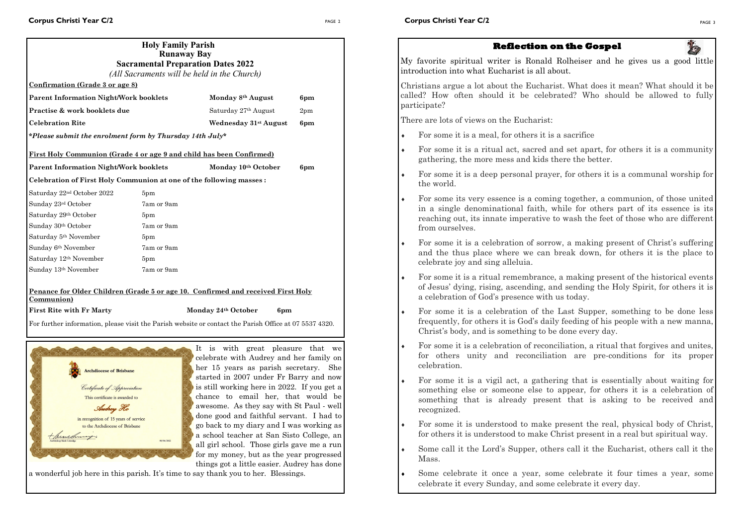## Holy Family Parish
## Runaway Bay
## Sacramental Preparation Dates 2022

*(All Sacraments will be held in the Church)*

**Confirmation (Grade 3 or age 8)**

| | | |
|---|---|---|
| **Parent Information Night/Work booklets** | **Monday 8th August** | **6pm** |
| **Practise & work booklets due** | Saturday 27th August | 2pm |
| **Celebration Rite** | **Wednesday 31st August** | **6pm** |

***Please submit the enrolment form by Thursday 14th July***

**First Holy Communion (Grade 4 or age 9 and child has been Confirmed)**

| | | |
|---|---|---|
| **Parent Information Night/Work booklets** | **Monday 10th October** | **6pm** |

**Celebration of First Holy Communion at one of the following masses :**

| | |
|---|---|
| Saturday 22nd October 2022 | 5pm |
| Sunday 23rd October | 7am or 9am |
| Saturday 29th October | 5pm |
| Sunday 30th October | 7am or 9am |
| Saturday 5th November | 5pm |
| Sunday 6th November | 7am or 9am |
| Saturday 12th November | 5pm |
| Sunday 13th November | 7am or 9am |

**Penance for Older Children (Grade 5 or age 10. Confirmed and received First Holy Communion)**

| | | |
|---|---|---|
| **First Rite with Fr Marty** | **Monday 24th October** | **6pm** |

For further information, please visit the Parish website or contact the Parish Office at 07 5537 4320.

Archdiocese of Brisbane

Certificate of Appreciation

This certificate is awarded to

Audrey Ho

in recognition of 15 years of service to the Archdiocese of Brisbane

Archbishop Mark Coleridge

It is with great pleasure that we celebrate with Audrey and her family on her 15 years as parish secretary. She started in 2007 under Fr Barry and now is still working here in 2022. If you get a chance to email her, that would be awesome. As they say with St Paul - well done good and faithful servant. I had to go back to my diary and I was working as a school teacher at San Sisto College, an all girl school. Those girls gave me a run for my money, but as the year progressed things got a little easier. Audrey has done a wonderful job here in this parish. It's time to say thank you to her. Blessings.

## Reflection on the Gospel

My favorite spiritual writer is Ronald Rolheiser and he gives us a good little introduction into what Eucharist is all about.

Christians argue a lot about the Eucharist. What does it mean? What should it be called? How often should it be celebrated? Who should be allowed to fully participate?

There are lots of views on the Eucharist:

- For some it is a meal, for others it is a sacrifice
- For some it is a ritual act, sacred and set apart, for others it is a community gathering, the more mess and kids there the better.
- For some it is a deep personal prayer, for others it is a communal worship for the world.
- For some its very essence is a coming together, a communion, of those united in a single denominational faith, while for others part of its essence is its reaching out, its innate imperative to wash the feet of those who are different from ourselves.
- For some it is a celebration of sorrow, a making present of Christ's suffering and the thus place where we can break down, for others it is the place to celebrate joy and sing alleluia.
- For some it is a ritual remembrance, a making present of the historical events of Jesus' dying, rising, ascending, and sending the Holy Spirit, for others it is a celebration of God's presence with us today.
- For some it is a celebration of the Last Supper, something to be done less frequently, for others it is God's daily feeding of his people with a new manna, Christ's body, and is something to be done every day.
- For some it is a celebration of reconciliation, a ritual that forgives and unites, for others unity and reconciliation are pre-conditions for its proper celebration.
- For some it is a vigil act, a gathering that is essentially about waiting for something else or someone else to appear, for others it is a celebration of something that is already present that is asking to be received and recognized.
- For some it is understood to make present the real, physical body of Christ, for others it is understood to make Christ present in a real but spiritual way.
- Some call it the Lord's Supper, others call it the Eucharist, others call it the Mass.
- Some celebrate it once a year, some celebrate it four times a year, some celebrate it every Sunday, and some celebrate it every day.